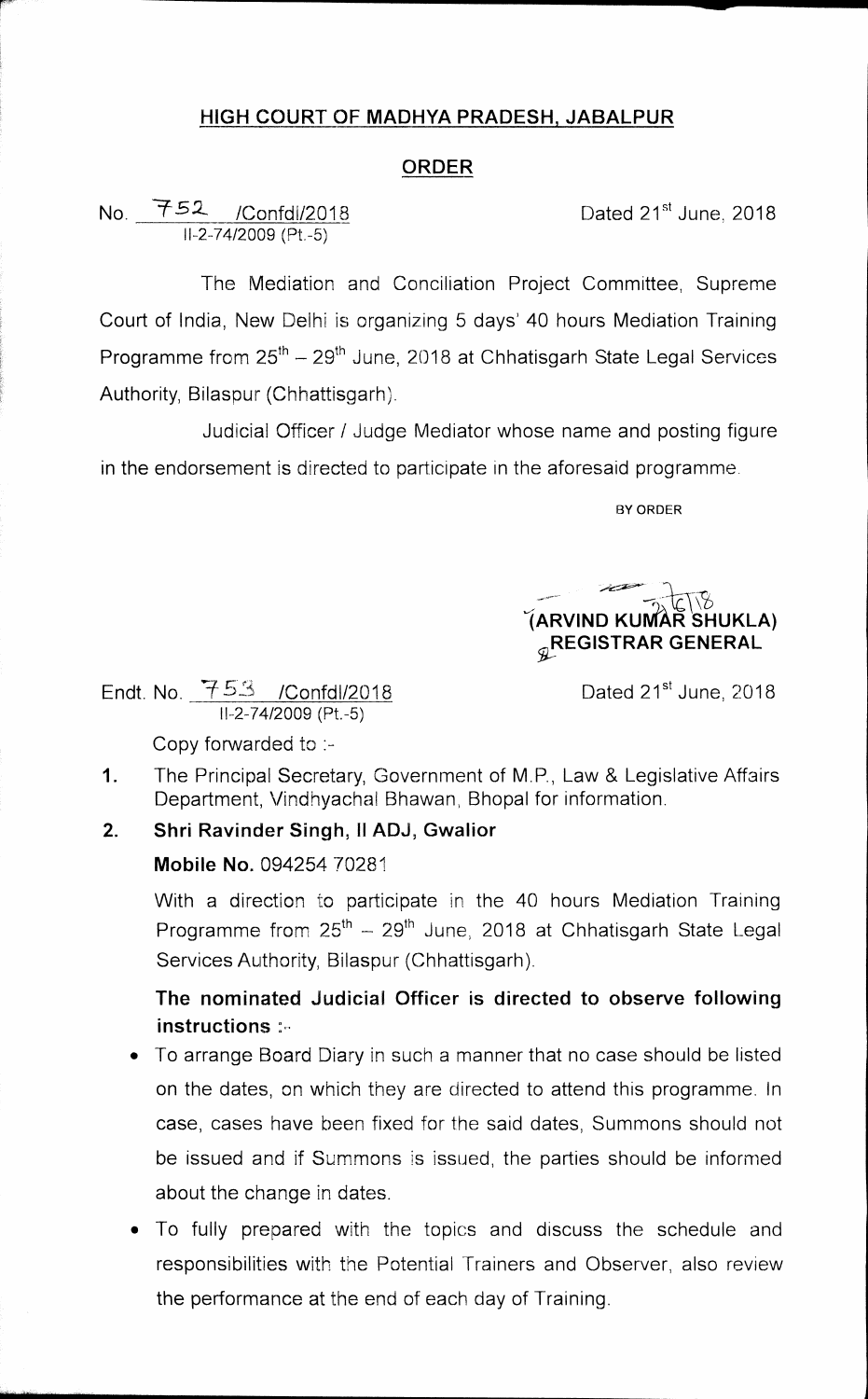## HIGH COURT OF MADHYA PRADESH, JABALPUR

## ORDER

No. 752 /Confdl/2018
II-2-74/2009 (Pt.-5)

Dated 21st June, 2018

The Mediation and Conciliation Project Committee, Supreme Court of India, New Delhi is organizing 5 days' 40 hours Mediation Training Programme from 25th – 29th June, 2018 at Chhatisgarh State Legal Services Authority, Bilaspur (Chhattisgarh).

Judicial Officer / Judge Mediator whose name and posting figure in the endorsement is directed to participate in the aforesaid programme.

BY ORDER

**(ARVIND KUMAR SHUKLA)**
**REGISTRAR GENERAL**

Endt. No. 753 /Confdl/2018
II-2-74/2009 (Pt.-5)

Dated 21st June, 2018

Copy forwarded to :-

1. The Principal Secretary, Government of M.P., Law & Legislative Affairs Department, Vindhyachal Bhawan, Bhopal for information.
2. **Shri Ravinder Singh, II ADJ, Gwalior**

   **Mobile No.** 094254 70281

   With a direction to participate in the 40 hours Mediation Training Programme from 25th – 29th June, 2018 at Chhatisgarh State Legal Services Authority, Bilaspur (Chhattisgarh).

   **The nominated Judicial Officer is directed to observe following instructions :-**

   - To arrange Board Diary in such a manner that no case should be listed on the dates, on which they are directed to attend this programme. In case, cases have been fixed for the said dates, Summons should not be issued and if Summons is issued, the parties should be informed about the change in dates.
   - To fully prepared with the topics and discuss the schedule and responsibilities with the Potential Trainers and Observer, also review the performance at the end of each day of Training.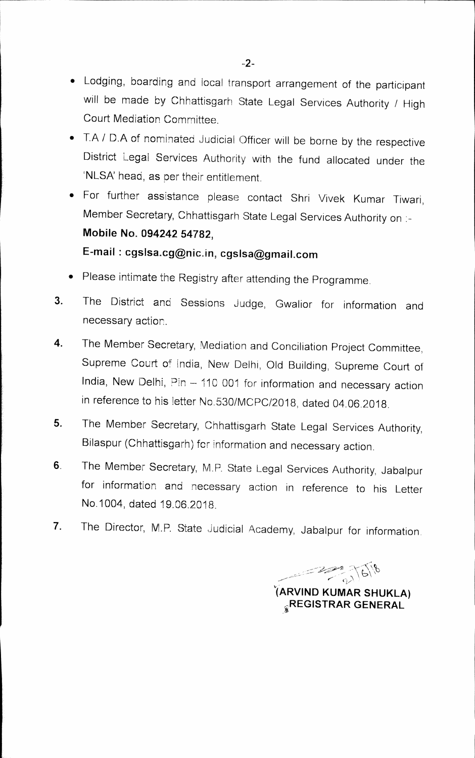- Lodging, boarding and local transport arrangement of the participant will be made by Chhattisgarh State Legal Services Authority / High Court Mediation Committee.
- T.A / D.A of nominated Judicial Officer will be borne by the respective District Legal Services Authority with the fund allocated under the 'NLSA' head, as per their entitlement.
- For further assistance please contact Shri Vivek Kumar Tiwari, Member Secretary, Chhattisgarh State Legal Services Authority on :-
  **Mobile No. 094242 54782,**
  **E-mail : cgslsa.cg@nic.in, cgslsa@gmail.com**
- Please intimate the Registry after attending the Programme.

3. The District and Sessions Judge, Gwalior for information and necessary action.
4. The Member Secretary, Mediation and Conciliation Project Committee, Supreme Court of India, New Delhi, Old Building, Supreme Court of India, New Delhi, Pin – 110 001 for information and necessary action in reference to his letter No.530/MCPC/2018, dated 04.06.2018.
5. The Member Secretary, Chhattisgarh State Legal Services Authority, Bilaspur (Chhattisgarh) for information and necessary action.
6. The Member Secretary, M.P. State Legal Services Authority, Jabalpur for information and necessary action in reference to his Letter No.1004, dated 19.06.2018.
7. The Director, M.P. State Judicial Academy, Jabalpur for information.

21/6/18

**(ARVIND KUMAR SHUKLA)**
**REGISTRAR GENERAL**